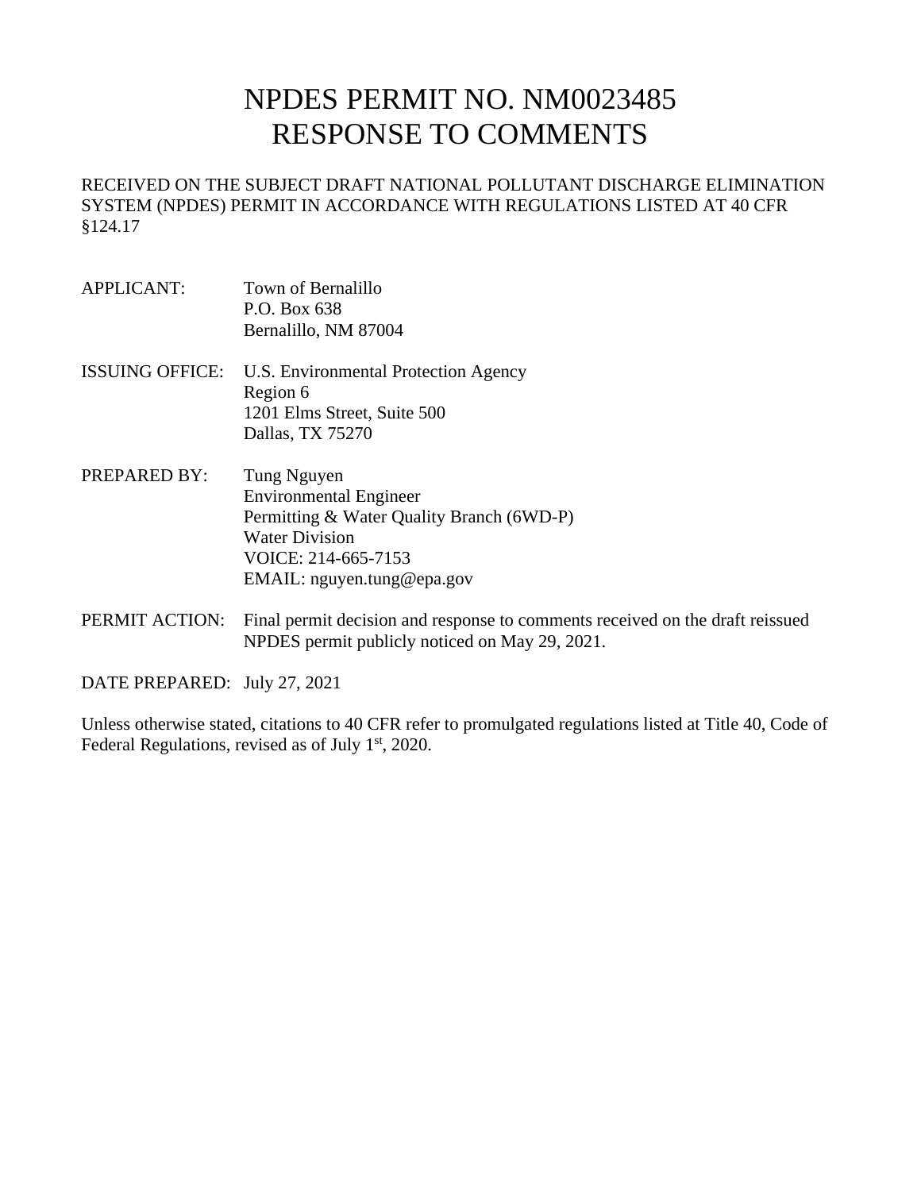# NPDES PERMIT NO. NM0023485
# RESPONSE TO COMMENTS

RECEIVED ON THE SUBJECT DRAFT NATIONAL POLLUTANT DISCHARGE ELIMINATION SYSTEM (NPDES) PERMIT IN ACCORDANCE WITH REGULATIONS LISTED AT 40 CFR §124.17

APPLICANT: Town of Bernalillo
P.O. Box 638
Bernalillo, NM 87004

ISSUING OFFICE: U.S. Environmental Protection Agency
Region 6
1201 Elms Street, Suite 500
Dallas, TX 75270

PREPARED BY: Tung Nguyen
Environmental Engineer
Permitting & Water Quality Branch (6WD-P)
Water Division
VOICE: 214-665-7153
EMAIL: nguyen.tung@epa.gov

PERMIT ACTION: Final permit decision and response to comments received on the draft reissued NPDES permit publicly noticed on May 29, 2021.

DATE PREPARED: July 27, 2021

Unless otherwise stated, citations to 40 CFR refer to promulgated regulations listed at Title 40, Code of Federal Regulations, revised as of July 1st, 2020.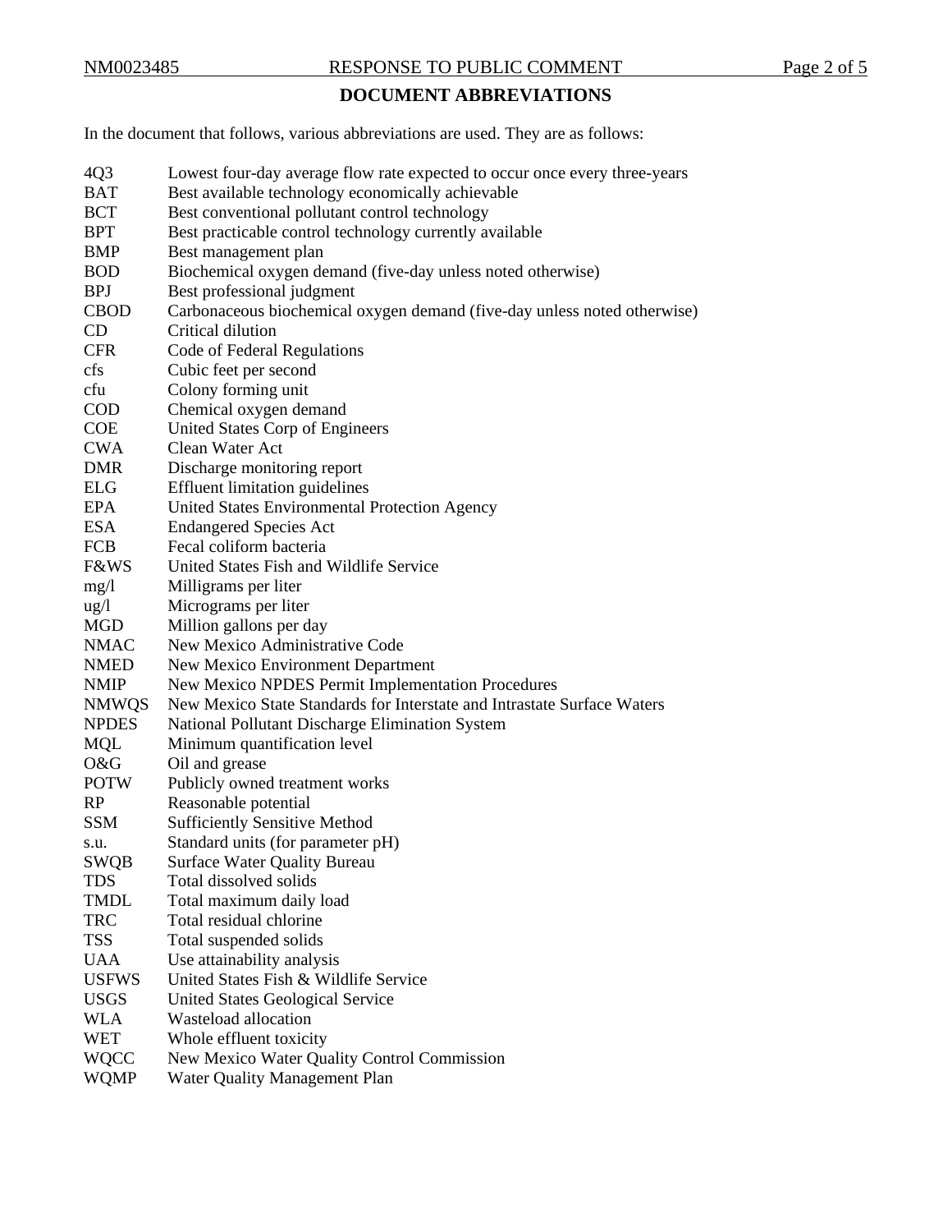## DOCUMENT ABBREVIATIONS

In the document that follows, various abbreviations are used. They are as follows:

| | |
|---|---|
| 4Q3 | Lowest four-day average flow rate expected to occur once every three-years |
| BAT | Best available technology economically achievable |
| BCT | Best conventional pollutant control technology |
| BPT | Best practicable control technology currently available |
| BMP | Best management plan |
| BOD | Biochemical oxygen demand (five-day unless noted otherwise) |
| BPJ | Best professional judgment |
| CBOD | Carbonaceous biochemical oxygen demand (five-day unless noted otherwise) |
| CD | Critical dilution |
| CFR | Code of Federal Regulations |
| cfs | Cubic feet per second |
| cfu | Colony forming unit |
| COD | Chemical oxygen demand |
| COE | United States Corp of Engineers |
| CWA | Clean Water Act |
| DMR | Discharge monitoring report |
| ELG | Effluent limitation guidelines |
| EPA | United States Environmental Protection Agency |
| ESA | Endangered Species Act |
| FCB | Fecal coliform bacteria |
| F&WS | United States Fish and Wildlife Service |
| mg/l | Milligrams per liter |
| ug/l | Micrograms per liter |
| MGD | Million gallons per day |
| NMAC | New Mexico Administrative Code |
| NMED | New Mexico Environment Department |
| NMIP | New Mexico NPDES Permit Implementation Procedures |
| NMWQS | New Mexico State Standards for Interstate and Intrastate Surface Waters |
| NPDES | National Pollutant Discharge Elimination System |
| MQL | Minimum quantification level |
| O&G | Oil and grease |
| POTW | Publicly owned treatment works |
| RP | Reasonable potential |
| SSM | Sufficiently Sensitive Method |
| s.u. | Standard units (for parameter pH) |
| SWQB | Surface Water Quality Bureau |
| TDS | Total dissolved solids |
| TMDL | Total maximum daily load |
| TRC | Total residual chlorine |
| TSS | Total suspended solids |
| UAA | Use attainability analysis |
| USFWS | United States Fish & Wildlife Service |
| USGS | United States Geological Service |
| WLA | Wasteload allocation |
| WET | Whole effluent toxicity |
| WQCC | New Mexico Water Quality Control Commission |
| WQMP | Water Quality Management Plan |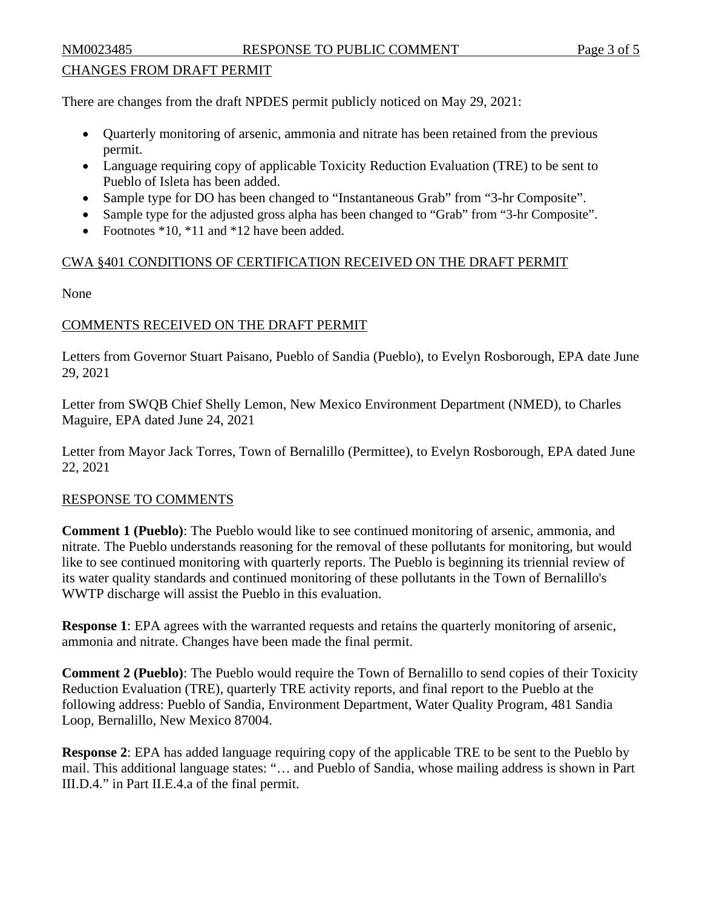## CHANGES FROM DRAFT PERMIT

There are changes from the draft NPDES permit publicly noticed on May 29, 2021:

- Quarterly monitoring of arsenic, ammonia and nitrate has been retained from the previous permit.
- Language requiring copy of applicable Toxicity Reduction Evaluation (TRE) to be sent to Pueblo of Isleta has been added.
- Sample type for DO has been changed to "Instantaneous Grab" from "3-hr Composite".
- Sample type for the adjusted gross alpha has been changed to "Grab" from "3-hr Composite".
- Footnotes *10, *11 and *12 have been added.

## CWA §401 CONDITIONS OF CERTIFICATION RECEIVED ON THE DRAFT PERMIT

None

## COMMENTS RECEIVED ON THE DRAFT PERMIT

Letters from Governor Stuart Paisano, Pueblo of Sandia (Pueblo), to Evelyn Rosborough, EPA date June 29, 2021

Letter from SWQB Chief Shelly Lemon, New Mexico Environment Department (NMED), to Charles Maguire, EPA dated June 24, 2021

Letter from Mayor Jack Torres, Town of Bernalillo (Permittee), to Evelyn Rosborough, EPA dated June 22, 2021

## RESPONSE TO COMMENTS

**Comment 1 (Pueblo)**: The Pueblo would like to see continued monitoring of arsenic, ammonia, and nitrate. The Pueblo understands reasoning for the removal of these pollutants for monitoring, but would like to see continued monitoring with quarterly reports. The Pueblo is beginning its triennial review of its water quality standards and continued monitoring of these pollutants in the Town of Bernalillo's WWTP discharge will assist the Pueblo in this evaluation.

**Response 1**: EPA agrees with the warranted requests and retains the quarterly monitoring of arsenic, ammonia and nitrate. Changes have been made the final permit.

**Comment 2 (Pueblo)**: The Pueblo would require the Town of Bernalillo to send copies of their Toxicity Reduction Evaluation (TRE), quarterly TRE activity reports, and final report to the Pueblo at the following address: Pueblo of Sandia, Environment Department, Water Quality Program, 481 Sandia Loop, Bernalillo, New Mexico 87004.

**Response 2**: EPA has added language requiring copy of the applicable TRE to be sent to the Pueblo by mail. This additional language states: "… and Pueblo of Sandia, whose mailing address is shown in Part III.D.4." in Part II.E.4.a of the final permit.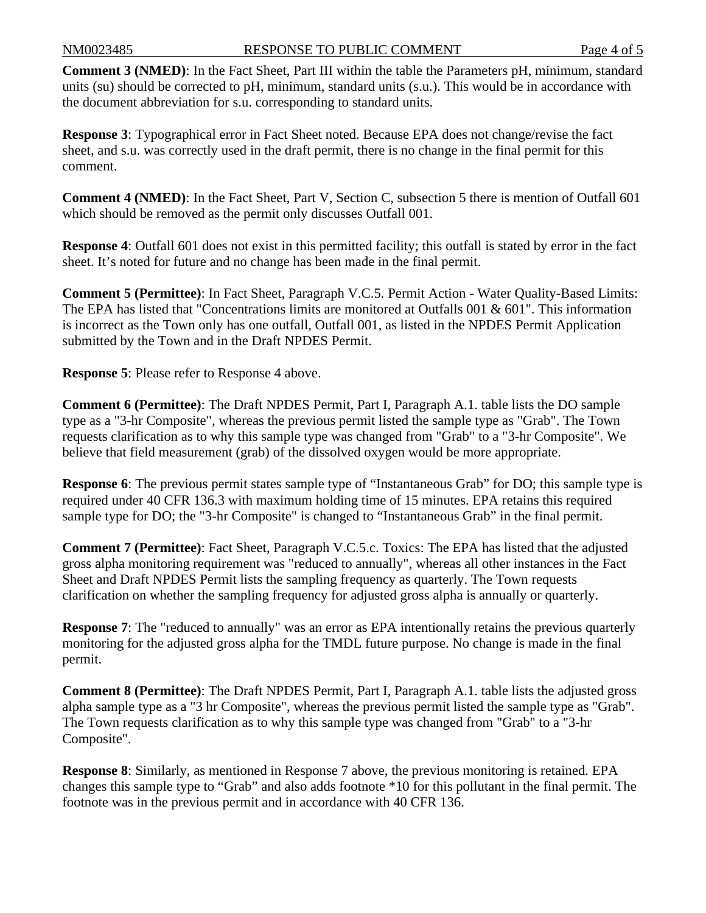**Comment 3 (NMED)**: In the Fact Sheet, Part III within the table the Parameters pH, minimum, standard units (su) should be corrected to pH, minimum, standard units (s.u.). This would be in accordance with the document abbreviation for s.u. corresponding to standard units.

**Response 3**: Typographical error in Fact Sheet noted. Because EPA does not change/revise the fact sheet, and s.u. was correctly used in the draft permit, there is no change in the final permit for this comment.

**Comment 4 (NMED)**: In the Fact Sheet, Part V, Section C, subsection 5 there is mention of Outfall 601 which should be removed as the permit only discusses Outfall 001.

**Response 4**: Outfall 601 does not exist in this permitted facility; this outfall is stated by error in the fact sheet. It's noted for future and no change has been made in the final permit.

**Comment 5 (Permittee)**: In Fact Sheet, Paragraph V.C.5. Permit Action - Water Quality-Based Limits: The EPA has listed that "Concentrations limits are monitored at Outfalls 001 & 601". This information is incorrect as the Town only has one outfall, Outfall 001, as listed in the NPDES Permit Application submitted by the Town and in the Draft NPDES Permit.

**Response 5**: Please refer to Response 4 above.

**Comment 6 (Permittee)**: The Draft NPDES Permit, Part I, Paragraph A.1. table lists the DO sample type as a "3-hr Composite", whereas the previous permit listed the sample type as "Grab". The Town requests clarification as to why this sample type was changed from "Grab" to a "3-hr Composite". We believe that field measurement (grab) of the dissolved oxygen would be more appropriate.

**Response 6**: The previous permit states sample type of "Instantaneous Grab" for DO; this sample type is required under 40 CFR 136.3 with maximum holding time of 15 minutes. EPA retains this required sample type for DO; the "3-hr Composite" is changed to "Instantaneous Grab" in the final permit.

**Comment 7 (Permittee)**: Fact Sheet, Paragraph V.C.5.c. Toxics: The EPA has listed that the adjusted gross alpha monitoring requirement was "reduced to annually", whereas all other instances in the Fact Sheet and Draft NPDES Permit lists the sampling frequency as quarterly. The Town requests clarification on whether the sampling frequency for adjusted gross alpha is annually or quarterly.

**Response 7**: The "reduced to annually" was an error as EPA intentionally retains the previous quarterly monitoring for the adjusted gross alpha for the TMDL future purpose. No change is made in the final permit.

**Comment 8 (Permittee)**: The Draft NPDES Permit, Part I, Paragraph A.1. table lists the adjusted gross alpha sample type as a "3 hr Composite", whereas the previous permit listed the sample type as "Grab". The Town requests clarification as to why this sample type was changed from "Grab" to a "3-hr Composite".

**Response 8**: Similarly, as mentioned in Response 7 above, the previous monitoring is retained. EPA changes this sample type to "Grab" and also adds footnote *10 for this pollutant in the final permit. The footnote was in the previous permit and in accordance with 40 CFR 136.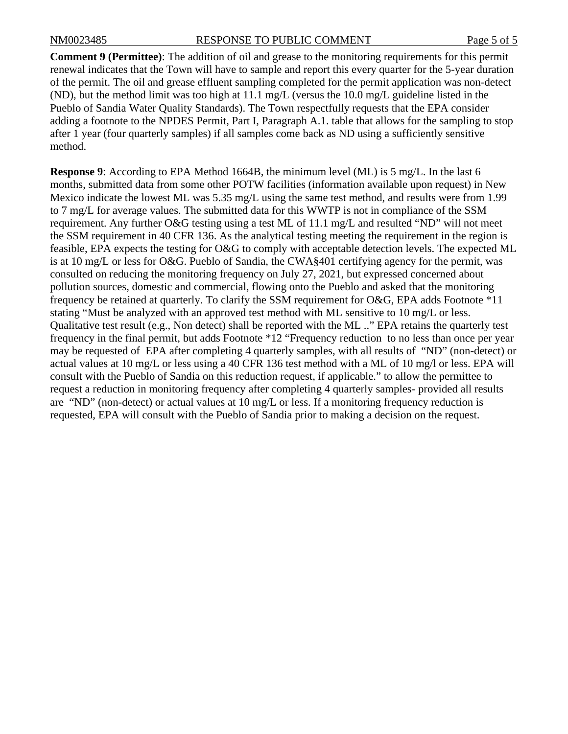**Comment 9 (Permittee)**: The addition of oil and grease to the monitoring requirements for this permit renewal indicates that the Town will have to sample and report this every quarter for the 5-year duration of the permit. The oil and grease effluent sampling completed for the permit application was non-detect (ND), but the method limit was too high at 11.1 mg/L (versus the 10.0 mg/L guideline listed in the Pueblo of Sandia Water Quality Standards). The Town respectfully requests that the EPA consider adding a footnote to the NPDES Permit, Part I, Paragraph A.1. table that allows for the sampling to stop after 1 year (four quarterly samples) if all samples come back as ND using a sufficiently sensitive method.

**Response 9**: According to EPA Method 1664B, the minimum level (ML) is 5 mg/L. In the last 6 months, submitted data from some other POTW facilities (information available upon request) in New Mexico indicate the lowest ML was 5.35 mg/L using the same test method, and results were from 1.99 to 7 mg/L for average values. The submitted data for this WWTP is not in compliance of the SSM requirement. Any further O&G testing using a test ML of 11.1 mg/L and resulted "ND" will not meet the SSM requirement in 40 CFR 136. As the analytical testing meeting the requirement in the region is feasible, EPA expects the testing for O&G to comply with acceptable detection levels. The expected ML is at 10 mg/L or less for O&G. Pueblo of Sandia, the CWA§401 certifying agency for the permit, was consulted on reducing the monitoring frequency on July 27, 2021, but expressed concerned about pollution sources, domestic and commercial, flowing onto the Pueblo and asked that the monitoring frequency be retained at quarterly. To clarify the SSM requirement for O&G, EPA adds Footnote *11 stating "Must be analyzed with an approved test method with ML sensitive to 10 mg/L or less. Qualitative test result (e.g., Non detect) shall be reported with the ML .." EPA retains the quarterly test frequency in the final permit, but adds Footnote *12 "Frequency reduction to no less than once per year may be requested of EPA after completing 4 quarterly samples, with all results of "ND" (non-detect) or actual values at 10 mg/L or less using a 40 CFR 136 test method with a ML of 10 mg/l or less. EPA will consult with the Pueblo of Sandia on this reduction request, if applicable." to allow the permittee to request a reduction in monitoring frequency after completing 4 quarterly samples- provided all results are "ND" (non-detect) or actual values at 10 mg/L or less. If a monitoring frequency reduction is requested, EPA will consult with the Pueblo of Sandia prior to making a decision on the request.